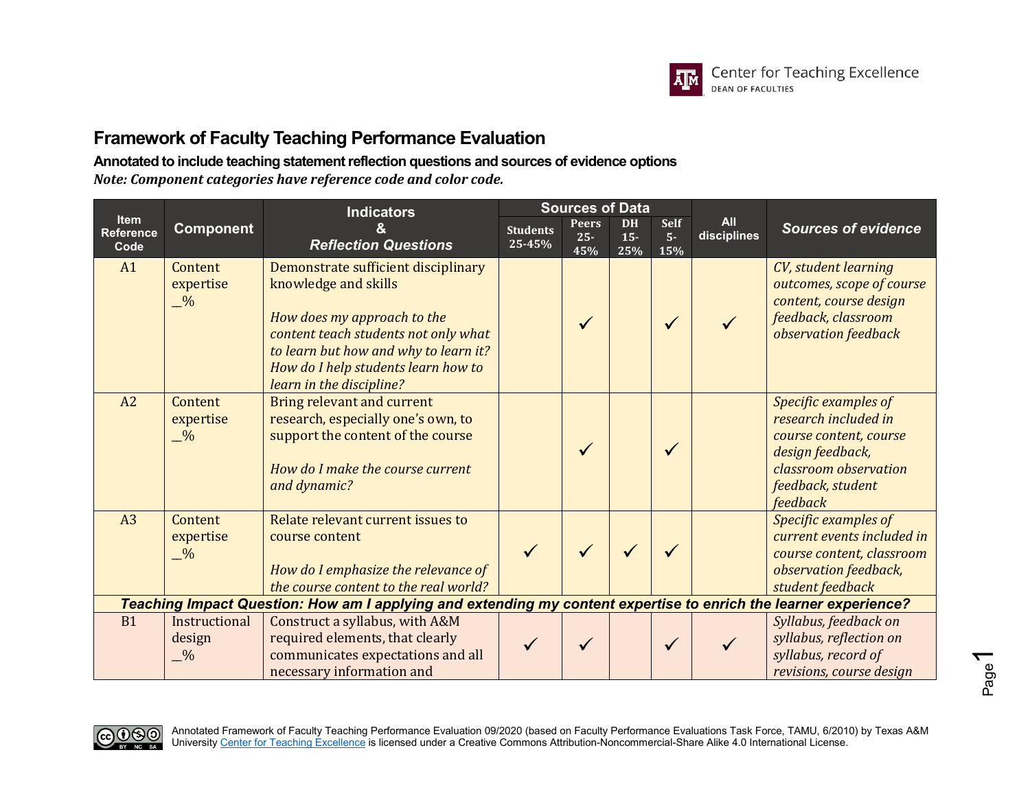# Framework of Faculty Teaching Performance Evaluation

**Annotated to include teaching statement reflection questions and sources of evidence options**

***Note: Component categories have reference code and color code.***

| Item Reference Code | Component | Indicators & *Reflection Questions* | Sources of Data | | | | All disciplines | *Sources of evidence* |
|---|---|---|---|---|---|---|---|---|
| | | | Students 25-45% | Peers 25-45% | DH 15-25% | Self 5-15% | | |
| A1 | Content expertise _% | Demonstrate sufficient disciplinary knowledge and skills<br><br>*How does my approach to the content teach students not only what to learn but how and why to learn it? How do I help students learn how to learn in the discipline?* | | ✓ | | ✓ | ✓ | *CV, student learning outcomes, scope of course content, course design feedback, classroom observation feedback* |
| A2 | Content expertise _% | Bring relevant and current research, especially one's own, to support the content of the course<br><br>*How do I make the course current and dynamic?* | | ✓ | | ✓ | | *Specific examples of research included in course content, course design feedback, classroom observation feedback, student feedback* |
| A3 | Content expertise _% | Relate relevant current issues to course content<br><br>*How do I emphasize the relevance of the course content to the real world?* | ✓ | ✓ | ✓ | ✓ | | *Specific examples of current events included in course content, classroom observation feedback, student feedback* |
| ***Teaching Impact Question: How am I applying and extending my content expertise to enrich the learner experience?*** | | | | | | | | |
| B1 | Instructional design _% | Construct a syllabus, with A&M required elements, that clearly communicates expectations and all necessary information and | ✓ | ✓ | | ✓ | ✓ | *Syllabus, feedback on syllabus, reflection on syllabus, record of revisions, course design* |

Annotated Framework of Faculty Teaching Performance Evaluation 09/2020 (based on Faculty Performance Evaluations Task Force, TAMU, 6/2010) by Texas A&M University Center for Teaching Excellence is licensed under a Creative Commons Attribution-Noncommercial-Share Alike 4.0 International License.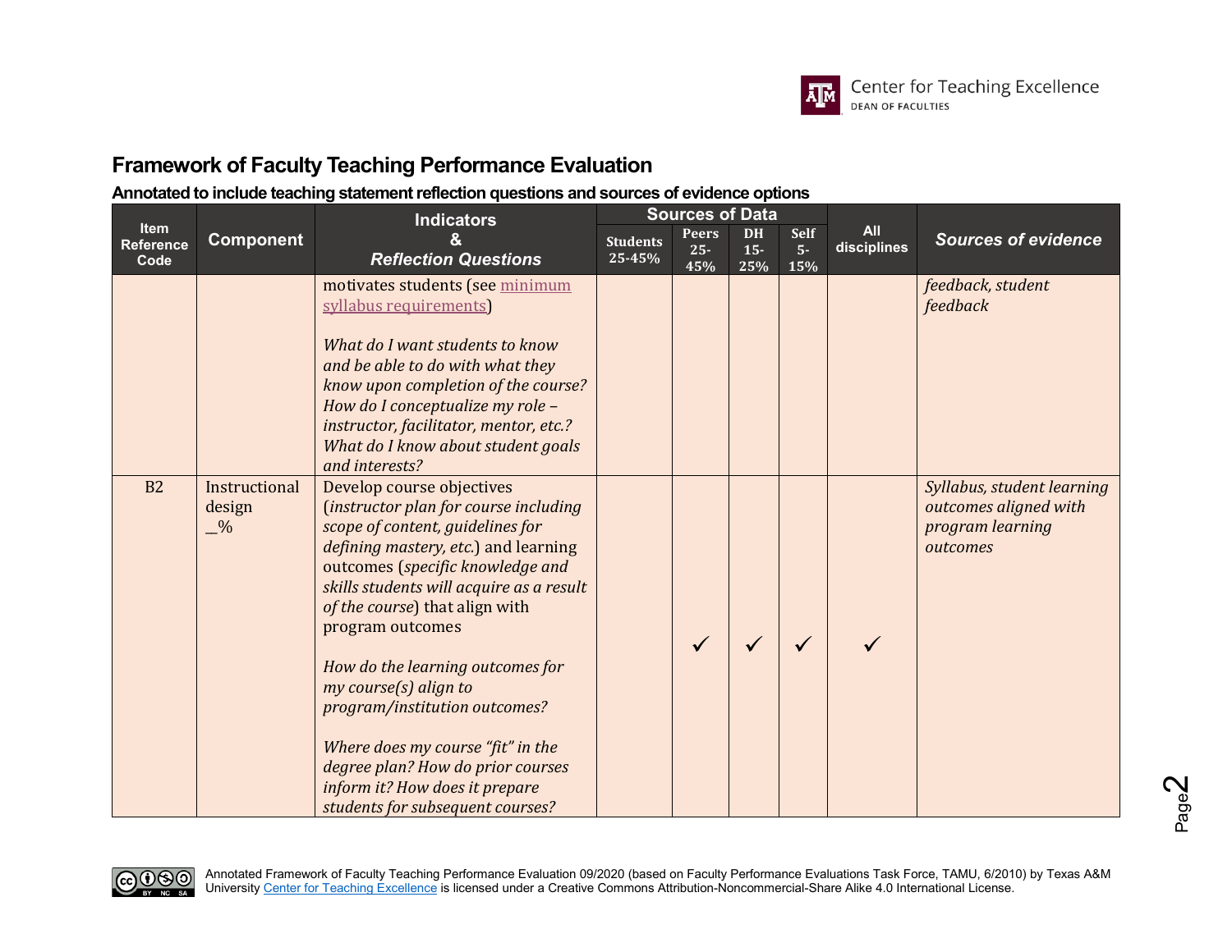## Framework of Faculty Teaching Performance Evaluation

### Annotated to include teaching statement reflection questions and sources of evidence options

| Item Reference Code | Component | Indicators & *Reflection Questions* | Sources of Data: Students 25-45% | Peers 25-45% | DH 15-25% | Self 5-15% | All disciplines | *Sources of evidence* |
|---|---|---|---|---|---|---|---|---|
| | | motivates students (see minimum syllabus requirements)<br><br>*What do I want students to know and be able to do with what they know upon completion of the course? How do I conceptualize my role – instructor, facilitator, mentor, etc.? What do I know about student goals and interests?* | | | | | | *feedback, student feedback* |
| B2 | Instructional design<br>__% | Develop course objectives (*instructor plan for course including scope of content, guidelines for defining mastery, etc.*) and learning outcomes (*specific knowledge and skills students will acquire as a result of the course*) that align with program outcomes<br><br>*How do the learning outcomes for my course(s) align to program/institution outcomes?*<br><br>*Where does my course "fit" in the degree plan? How do prior courses inform it? How does it prepare students for subsequent courses?* | | ✓ | ✓ | ✓ | ✓ | *Syllabus, student learning outcomes aligned with program learning outcomes* |

Annotated Framework of Faculty Teaching Performance Evaluation 09/2020 (based on Faculty Performance Evaluations Task Force, TAMU, 6/2010) by Texas A&M University Center for Teaching Excellence is licensed under a Creative Commons Attribution-Noncommercial-Share Alike 4.0 International License.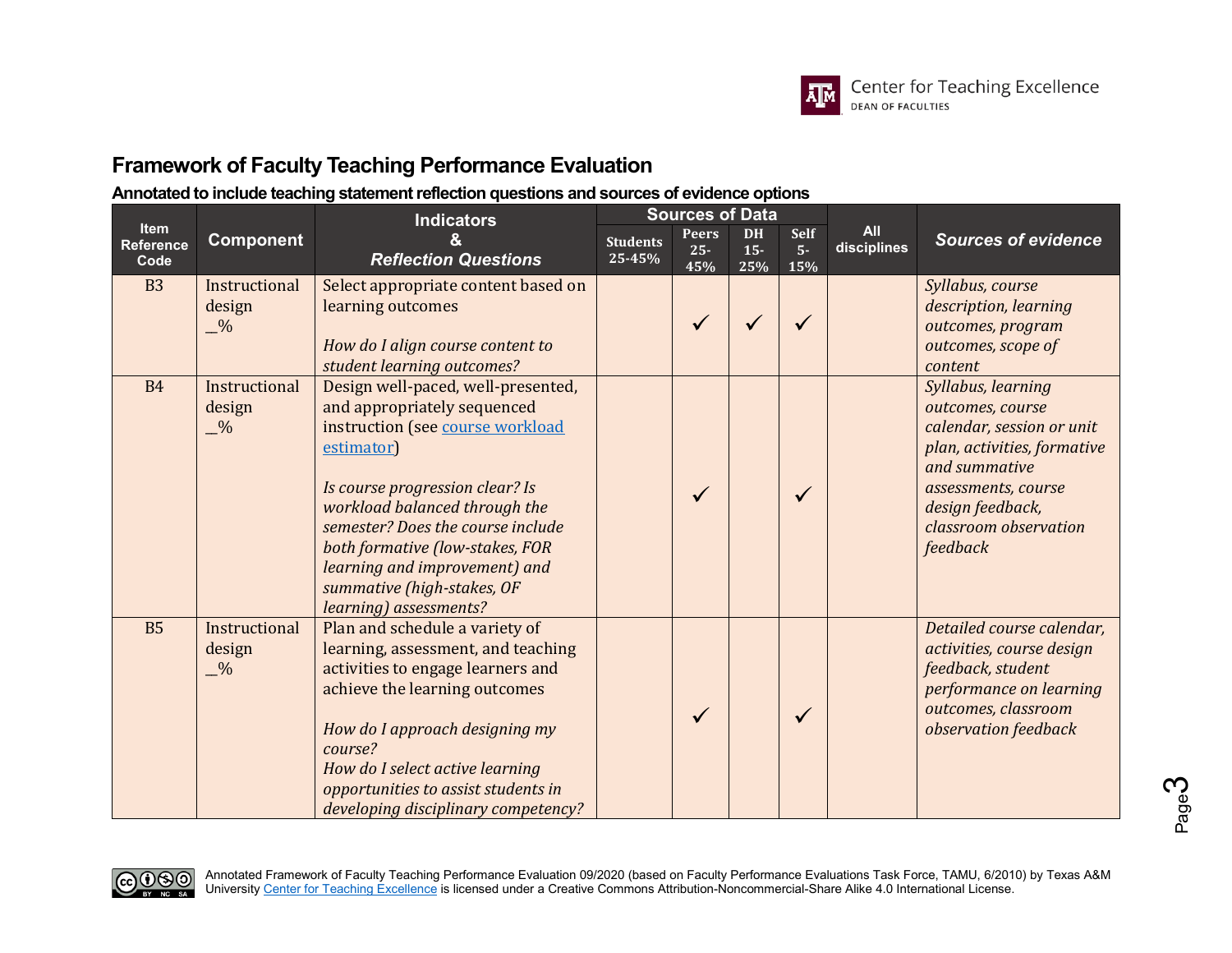## Framework of Faculty Teaching Performance Evaluation

**Annotated to include teaching statement reflection questions and sources of evidence options**

| Item Reference Code | Component | Indicators & *Reflection Questions* | Sources of Data | | | | All disciplines | *Sources of evidence* |
|---|---|---|---|---|---|---|---|---|
| | | | Students 25-45% | Peers 25-45% | DH 15-25% | Self 5-15% | | |
| B3 | Instructional design __% | Select appropriate content based on learning outcomes<br><br>*How do I align course content to student learning outcomes?* | | ✓ | ✓ | ✓ | | *Syllabus, course description, learning outcomes, program outcomes, scope of content* |
| B4 | Instructional design __% | Design well-paced, well-presented, and appropriately sequenced instruction (see [course workload estimator](#))<br><br>*Is course progression clear? Is workload balanced through the semester? Does the course include both formative (low-stakes, FOR learning and improvement) and summative (high-stakes, OF learning) assessments?* | | ✓ | | ✓ | | *Syllabus, learning outcomes, course calendar, session or unit plan, activities, formative and summative assessments, course design feedback, classroom observation feedback* |
| B5 | Instructional design __% | Plan and schedule a variety of learning, assessment, and teaching activities to engage learners and achieve the learning outcomes<br><br>*How do I approach designing my course?*<br>*How do I select active learning opportunities to assist students in developing disciplinary competency?* | | ✓ | | ✓ | | *Detailed course calendar, activities, course design feedback, student performance on learning outcomes, classroom observation feedback* |

Annotated Framework of Faculty Teaching Performance Evaluation 09/2020 (based on Faculty Performance Evaluations Task Force, TAMU, 6/2010) by Texas A&M University [Center for Teaching Excellence](#) is licensed under a Creative Commons Attribution-Noncommercial-Share Alike 4.0 International License.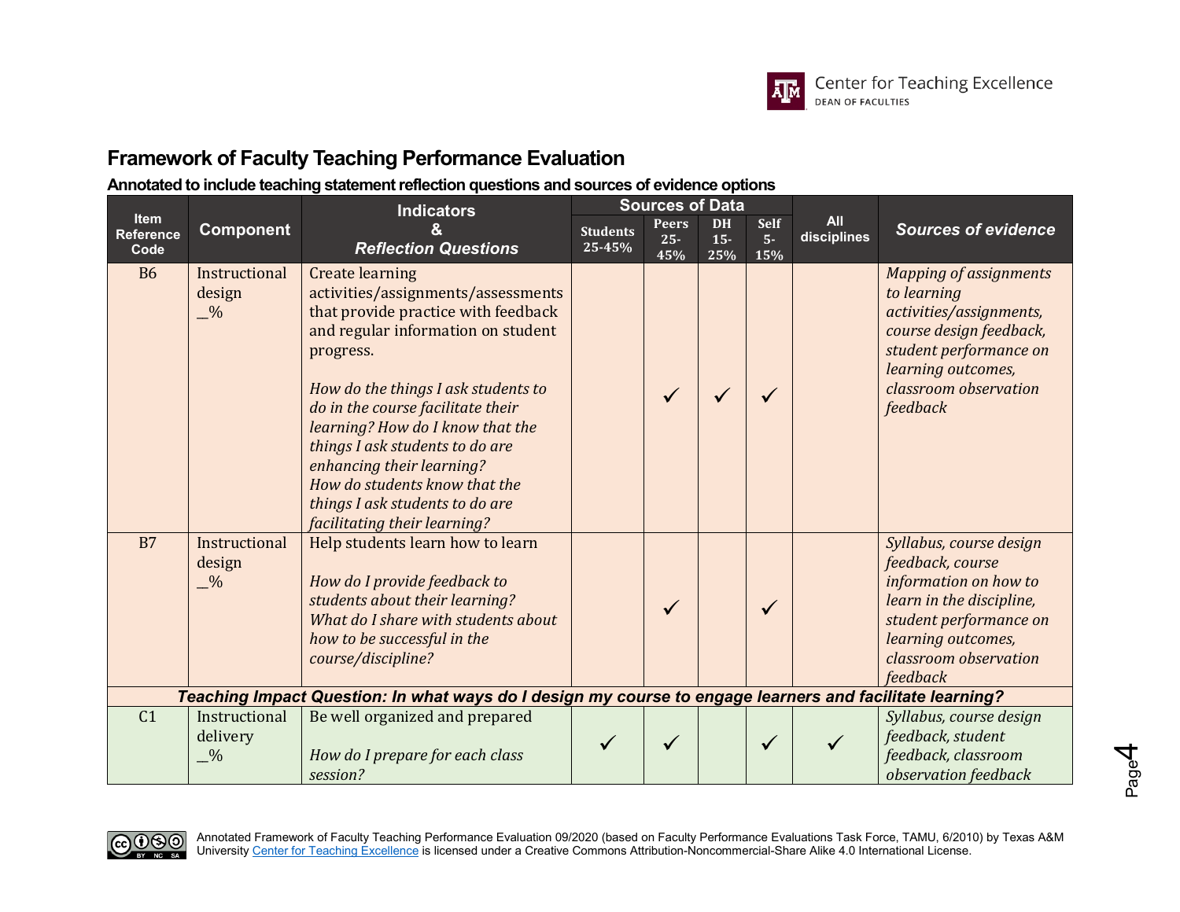## Framework of Faculty Teaching Performance Evaluation

**Annotated to include teaching statement reflection questions and sources of evidence options**

| Item Reference Code | Component | Indicators & *Reflection Questions* | Sources of Data | | | | All disciplines | *Sources of evidence* |
|---|---|---|---|---|---|---|---|---|
| | | | Students 25-45% | Peers 25-45% | DH 15-25% | Self 5-15% | | |
| B6 | Instructional design _% | Create learning activities/assignments/assessments that provide practice with feedback and regular information on student progress. *How do the things I ask students to do in the course facilitate their learning? How do I know that the things I ask students to do are enhancing their learning? How do students know that the things I ask students to do are facilitating their learning?* | | ✓ | ✓ | ✓ | | *Mapping of assignments to learning activities/assignments, course design feedback, student performance on learning outcomes, classroom observation feedback* |
| B7 | Instructional design _% | Help students learn how to learn *How do I provide feedback to students about their learning? What do I share with students about how to be successful in the course/discipline?* | | ✓ | | ✓ | | *Syllabus, course design feedback, course information on how to learn in the discipline, student performance on learning outcomes, classroom observation feedback* |
| ***Teaching Impact Question: In what ways do I design my course to engage learners and facilitate learning?*** | | | | | | | | |
| C1 | Instructional delivery _% | Be well organized and prepared *How do I prepare for each class session?* | ✓ | ✓ | | ✓ | ✓ | *Syllabus, course design feedback, student feedback, classroom observation feedback* |

Annotated Framework of Faculty Teaching Performance Evaluation 09/2020 (based on Faculty Performance Evaluations Task Force, TAMU, 6/2010) by Texas A&M University Center for Teaching Excellence is licensed under a Creative Commons Attribution-Noncommercial-Share Alike 4.0 International License.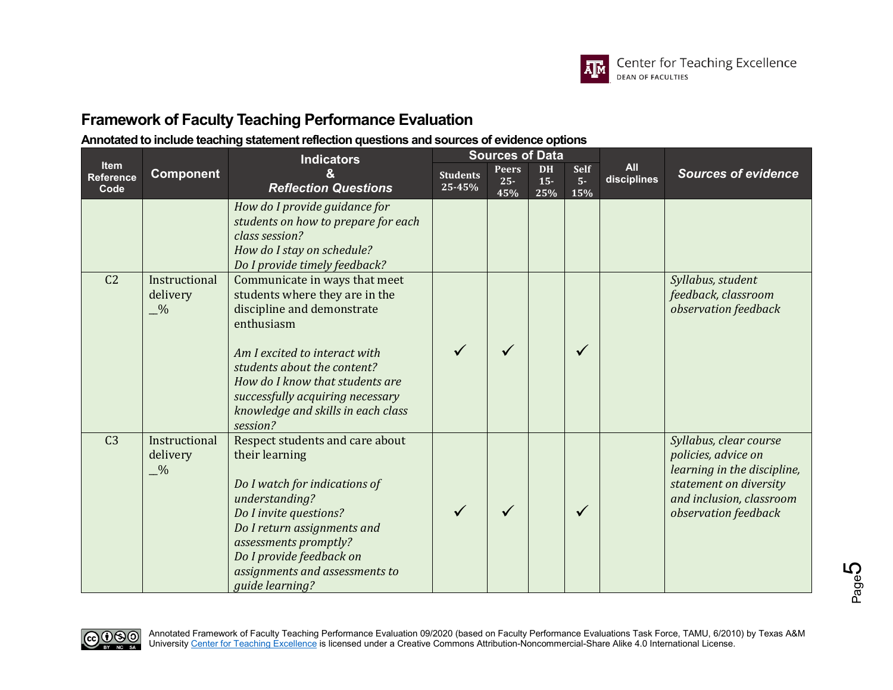## Framework of Faculty Teaching Performance Evaluation

**Annotated to include teaching statement reflection questions and sources of evidence options**

| Item Reference Code | Component | Indicators & *Reflection Questions* | Sources of Data | | | | All disciplines | *Sources of evidence* |
|---|---|---|---|---|---|---|---|---|
| | | | Students 25-45% | Peers 25-45% | DH 15-25% | Self 5-15% | | |
| | | *How do I provide guidance for students on how to prepare for each class session?* *How do I stay on schedule?* *Do I provide timely feedback?* | | | | | | |
| C2 | Instructional delivery \_\_% | Communicate in ways that meet students where they are in the discipline and demonstrate enthusiasm *Am I excited to interact with students about the content?* *How do I know that students are successfully acquiring necessary knowledge and skills in each class session?* | ✓ | ✓ | | ✓ | | *Syllabus, student feedback, classroom observation feedback* |
| C3 | Instructional delivery \_\_% | Respect students and care about their learning *Do I watch for indications of understanding?* *Do I invite questions?* *Do I return assignments and assessments promptly?* *Do I provide feedback on assignments and assessments to guide learning?* | ✓ | ✓ | | ✓ | | *Syllabus, clear course policies, advice on learning in the discipline, statement on diversity and inclusion, classroom observation feedback* |

Annotated Framework of Faculty Teaching Performance Evaluation 09/2020 (based on Faculty Performance Evaluations Task Force, TAMU, 6/2010) by Texas A&M University Center for Teaching Excellence is licensed under a Creative Commons Attribution-Noncommercial-Share Alike 4.0 International License.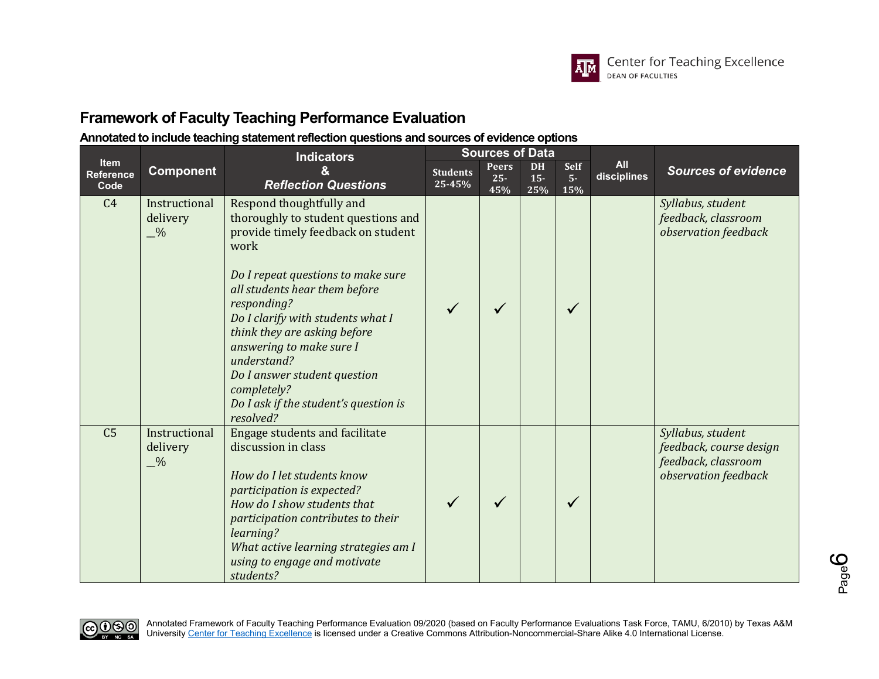## Framework of Faculty Teaching Performance Evaluation

### Annotated to include teaching statement reflection questions and sources of evidence options

| Item Reference Code | Component | Indicators & *Reflection Questions* | Sources of Data | | | | All disciplines | *Sources of evidence* |
|---|---|---|---|---|---|---|---|---|
| | | | Students 25-45% | Peers 25-45% | DH 15-25% | Self 5-15% | | |
| C4 | Instructional delivery _% | Respond thoughtfully and thoroughly to student questions and provide timely feedback on student work<br><br>*Do I repeat questions to make sure all students hear them before responding?*<br>*Do I clarify with students what I think they are asking before answering to make sure I understand?*<br>*Do I answer student question completely?*<br>*Do I ask if the student's question is resolved?* | ✓ | ✓ | | ✓ | | *Syllabus, student feedback, classroom observation feedback* |
| C5 | Instructional delivery _% | Engage students and facilitate discussion in class<br><br>*How do I let students know participation is expected?*<br>*How do I show students that participation contributes to their learning?*<br>*What active learning strategies am I using to engage and motivate students?* | ✓ | ✓ | | ✓ | | *Syllabus, student feedback, course design feedback, classroom observation feedback* |

Annotated Framework of Faculty Teaching Performance Evaluation 09/2020 (based on Faculty Performance Evaluations Task Force, TAMU, 6/2010) by Texas A&M University Center for Teaching Excellence is licensed under a Creative Commons Attribution-Noncommercial-Share Alike 4.0 International License.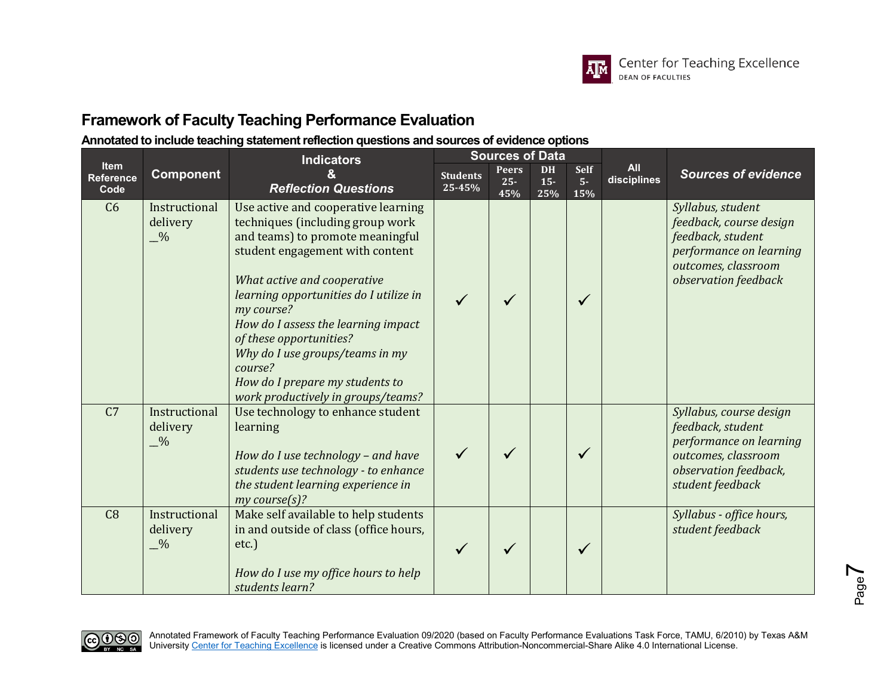## Framework of Faculty Teaching Performance Evaluation

**Annotated to include teaching statement reflection questions and sources of evidence options**

| Item Reference Code | Component | Indicators & *Reflection Questions* | Sources of Data | | | | All disciplines | *Sources of evidence* |
|---|---|---|---|---|---|---|---|---|
| | | | Students 25-45% | Peers 25-45% | DH 15-25% | Self 5-15% | | |
| C6 | Instructional delivery __% | Use active and cooperative learning techniques (including group work and teams) to promote meaningful student engagement with content<br><br>*What active and cooperative learning opportunities do I utilize in my course?*<br>*How do I assess the learning impact of these opportunities?*<br>*Why do I use groups/teams in my course?*<br>*How do I prepare my students to work productively in groups/teams?* | ✓ | ✓ | | ✓ | | *Syllabus, student feedback, course design feedback, student performance on learning outcomes, classroom observation feedback* |
| C7 | Instructional delivery __% | Use technology to enhance student learning<br><br>*How do I use technology – and have students use technology - to enhance the student learning experience in my course(s)?* | ✓ | ✓ | | ✓ | | *Syllabus, course design feedback, student performance on learning outcomes, classroom observation feedback, student feedback* |
| C8 | Instructional delivery __% | Make self available to help students in and outside of class (office hours, etc.)<br><br>*How do I use my office hours to help students learn?* | ✓ | ✓ | | ✓ | | *Syllabus - office hours, student feedback* |

Annotated Framework of Faculty Teaching Performance Evaluation 09/2020 (based on Faculty Performance Evaluations Task Force, TAMU, 6/2010) by Texas A&M University Center for Teaching Excellence is licensed under a Creative Commons Attribution-Noncommercial-Share Alike 4.0 International License.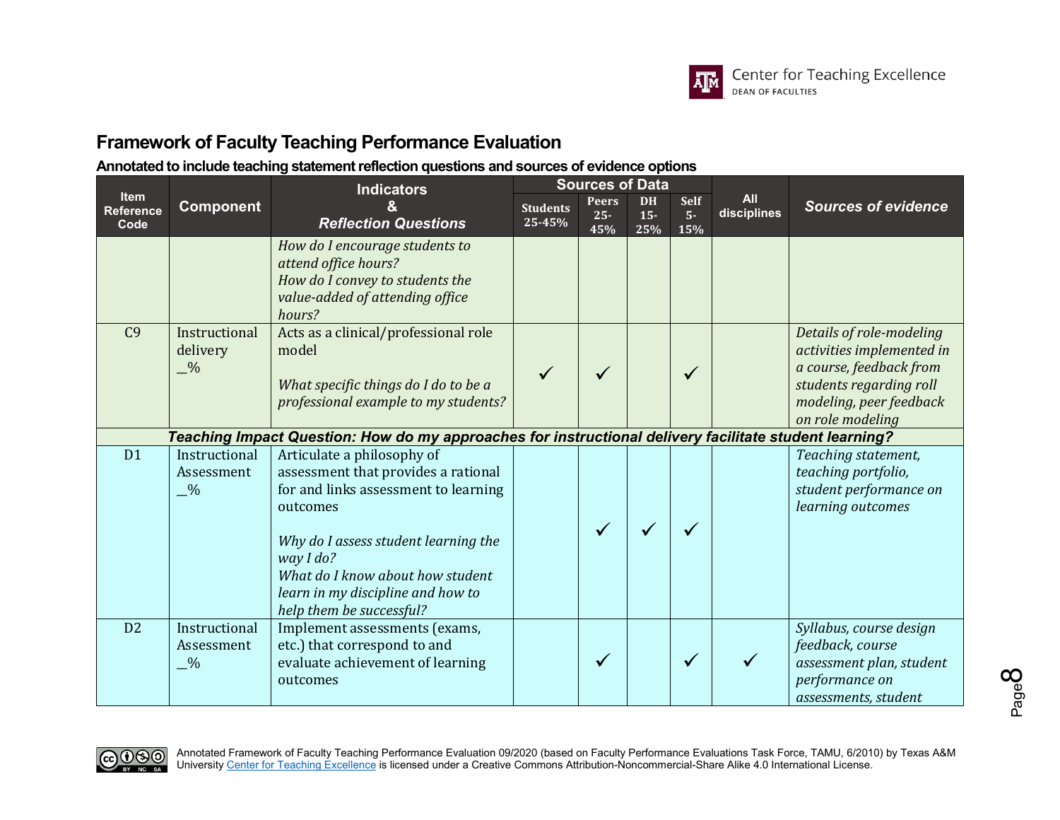## Framework of Faculty Teaching Performance Evaluation

**Annotated to include teaching statement reflection questions and sources of evidence options**

| Item Reference Code | Component | Indicators & *Reflection Questions* | Sources of Data | | | | All disciplines | *Sources of evidence* |
|---|---|---|---|---|---|---|---|---|
| | | | Students 25-45% | Peers 25-45% | DH 15-25% | Self 5-15% | | |
| | | *How do I encourage students to attend office hours?* *How do I convey to students the value-added of attending office hours?* | | | | | | |
| C9 | Instructional delivery __% | Acts as a clinical/professional role model *What specific things do I do to be a professional example to my students?* | ✓ | ✓ | | ✓ | | *Details of role-modeling activities implemented in a course, feedback from students regarding roll modeling, peer feedback on role modeling* |
| ***Teaching Impact Question: How do my approaches for instructional delivery facilitate student learning?*** | | | | | | | | |
| D1 | Instructional Assessment __% | Articulate a philosophy of assessment that provides a rational for and links assessment to learning outcomes *Why do I assess student learning the way I do?* *What do I know about how student learn in my discipline and how to help them be successful?* | | ✓ | ✓ | ✓ | | *Teaching statement, teaching portfolio, student performance on learning outcomes* |
| D2 | Instructional Assessment __% | Implement assessments (exams, etc.) that correspond to and evaluate achievement of learning outcomes | | ✓ | | ✓ | ✓ | *Syllabus, course design feedback, course assessment plan, student performance on assessments, student* |

Annotated Framework of Faculty Teaching Performance Evaluation 09/2020 (based on Faculty Performance Evaluations Task Force, TAMU, 6/2010) by Texas A&M University Center for Teaching Excellence is licensed under a Creative Commons Attribution-Noncommercial-Share Alike 4.0 International License.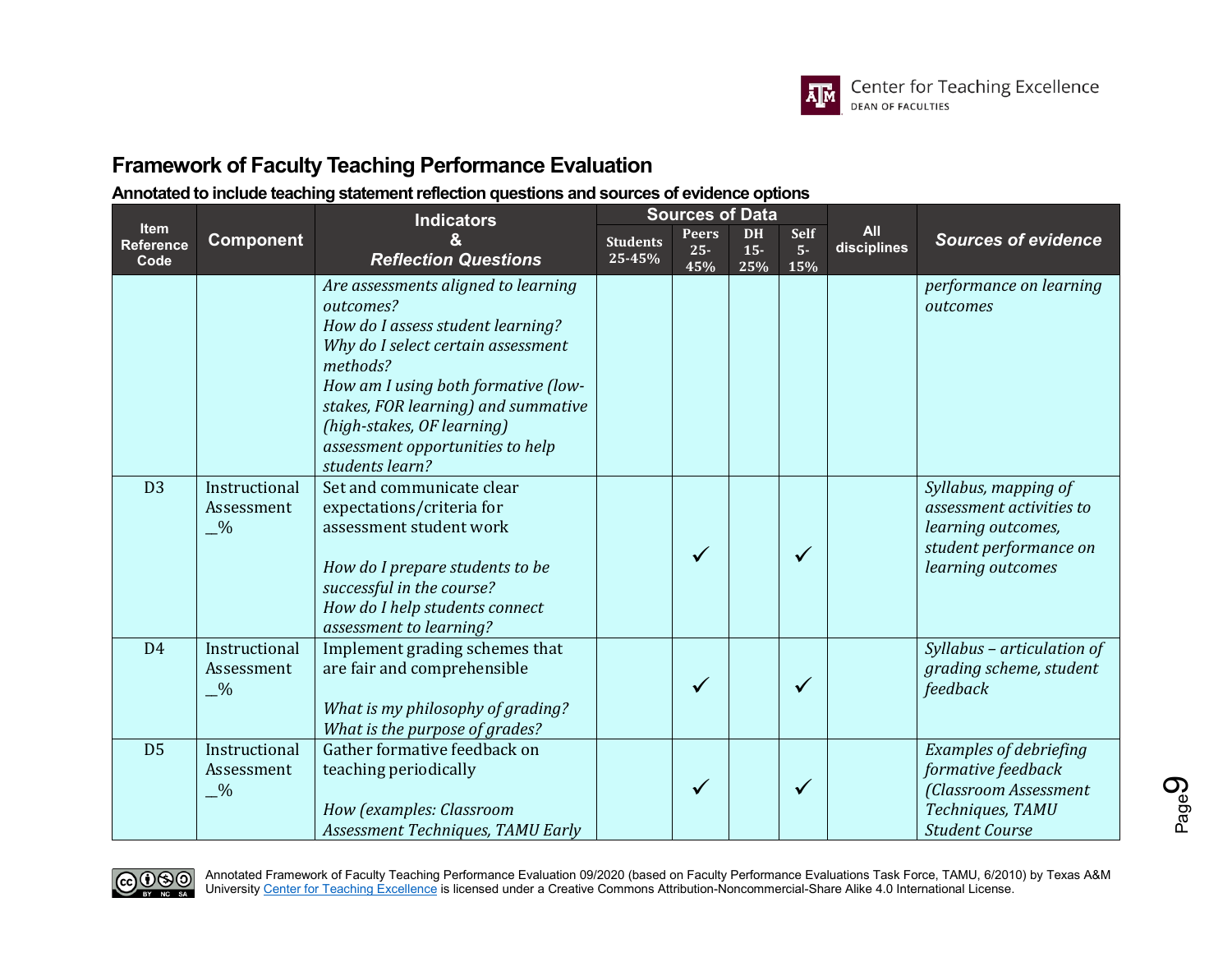## Framework of Faculty Teaching Performance Evaluation

**Annotated to include teaching statement reflection questions and sources of evidence options**

| Item Reference Code | Component | Indicators & *Reflection Questions* | Sources of Data | | | | All disciplines | *Sources of evidence* |
|---|---|---|---|---|---|---|---|---|
| | | | Students 25-45% | Peers 25-45% | DH 15-25% | Self 5-15% | | |
| | | *Are assessments aligned to learning outcomes?* *How do I assess student learning?* *Why do I select certain assessment methods?* *How am I using both formative (low-stakes, FOR learning) and summative (high-stakes, OF learning) assessment opportunities to help students learn?* | | | | | | *performance on learning outcomes* |
| D3 | Instructional Assessment __% | Set and communicate clear expectations/criteria for assessment student work<br><br>*How do I prepare students to be successful in the course?* *How do I help students connect assessment to learning?* | | ✓ | | ✓ | | *Syllabus, mapping of assessment activities to learning outcomes, student performance on learning outcomes* |
| D4 | Instructional Assessment __% | Implement grading schemes that are fair and comprehensible<br><br>*What is my philosophy of grading?* *What is the purpose of grades?* | | ✓ | | ✓ | | *Syllabus – articulation of grading scheme, student feedback* |
| D5 | Instructional Assessment __% | Gather formative feedback on teaching periodically<br><br>*How (examples: Classroom Assessment Techniques, TAMU Early* | | ✓ | | ✓ | | *Examples of debriefing formative feedback (Classroom Assessment Techniques, TAMU Student Course* |

Annotated Framework of Faculty Teaching Performance Evaluation 09/2020 (based on Faculty Performance Evaluations Task Force, TAMU, 6/2010) by Texas A&M University Center for Teaching Excellence is licensed under a Creative Commons Attribution-Noncommercial-Share Alike 4.0 International License.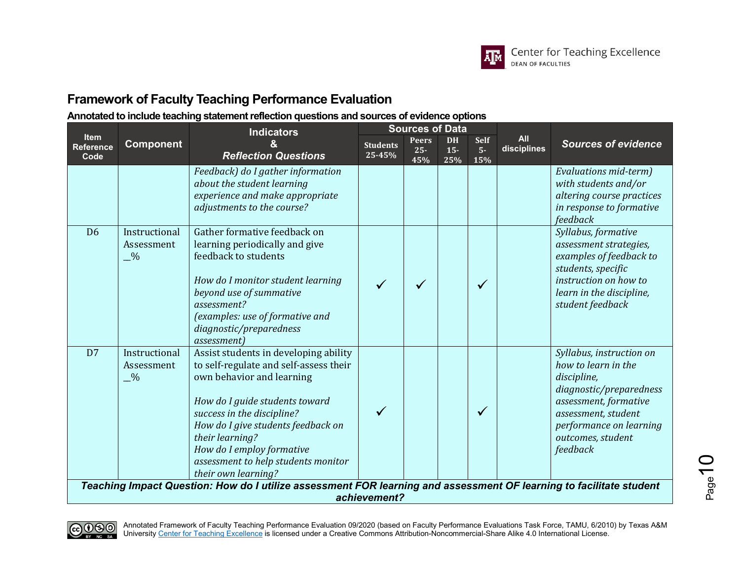## Framework of Faculty Teaching Performance Evaluation

**Annotated to include teaching statement reflection questions and sources of evidence options**

| Item Reference Code | Component | Indicators & *Reflection Questions* | Sources of Data | | | | All disciplines | *Sources of evidence* |
|---|---|---|---|---|---|---|---|---|
| | | | Students 25-45% | Peers 25-45% | DH 15-25% | Self 5-15% | | |
| | | *Feedback) do I gather information about the student learning experience and make appropriate adjustments to the course?* | | | | | | *Evaluations mid-term) with students and/or altering course practices in response to formative feedback* |
| D6 | Instructional Assessment __% | Gather formative feedback on learning periodically and give feedback to students<br><br>*How do I monitor student learning beyond use of summative assessment?*<br>*(examples: use of formative and diagnostic/preparedness assessment)* | ✓ | ✓ | | ✓ | | *Syllabus, formative assessment strategies, examples of feedback to students, specific instruction on how to learn in the discipline, student feedback* |
| D7 | Instructional Assessment __% | Assist students in developing ability to self-regulate and self-assess their own behavior and learning<br><br>*How do I guide students toward success in the discipline?*<br>*How do I give students feedback on their learning?*<br>*How do I employ formative assessment to help students monitor their own learning?* | ✓ | | | ✓ | | *Syllabus, instruction on how to learn in the discipline, diagnostic/preparedness assessment, formative assessment, student performance on learning outcomes, student feedback* |
| ***Teaching Impact Question: How do I utilize assessment FOR learning and assessment OF learning to facilitate student achievement?*** | | | | | | | | |

Annotated Framework of Faculty Teaching Performance Evaluation 09/2020 (based on Faculty Performance Evaluations Task Force, TAMU, 6/2010) by Texas A&M University Center for Teaching Excellence is licensed under a Creative Commons Attribution-Noncommercial-Share Alike 4.0 International License.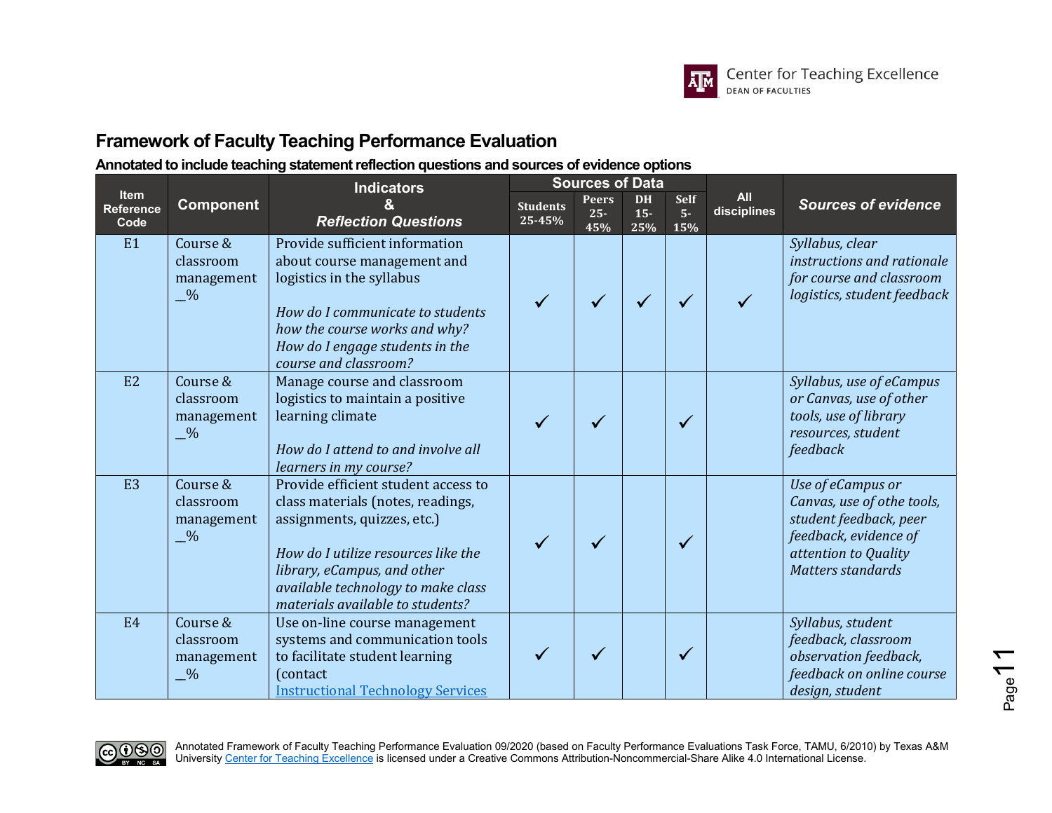## Framework of Faculty Teaching Performance Evaluation

**Annotated to include teaching statement reflection questions and sources of evidence options**

| Item Reference Code | Component | Indicators & *Reflection Questions* | Sources of Data | | | | All disciplines | *Sources of evidence* |
|---|---|---|---|---|---|---|---|---|
| | | | Students 25-45% | Peers 25-45% | DH 15-25% | Self 5-15% | | |
| E1 | Course & classroom management _% | Provide sufficient information about course management and logistics in the syllabus<br><br>*How do I communicate to students how the course works and why? How do I engage students in the course and classroom?* | ✓ | ✓ | ✓ | ✓ | ✓ | *Syllabus, clear instructions and rationale for course and classroom logistics, student feedback* |
| E2 | Course & classroom management _% | Manage course and classroom logistics to maintain a positive learning climate<br><br>*How do I attend to and involve all learners in my course?* | ✓ | ✓ | | ✓ | | *Syllabus, use of eCampus or Canvas, use of other tools, use of library resources, student feedback* |
| E3 | Course & classroom management _% | Provide efficient student access to class materials (notes, readings, assignments, quizzes, etc.)<br><br>*How do I utilize resources like the library, eCampus, and other available technology to make class materials available to students?* | ✓ | ✓ | | ✓ | | *Use of eCampus or Canvas, use of othe tools, student feedback, peer feedback, evidence of attention to Quality Matters standards* |
| E4 | Course & classroom management _% | Use on-line course management systems and communication tools to facilitate student learning (contact [Instructional Technology Services](#) | ✓ | ✓ | | ✓ | | *Syllabus, student feedback, classroom observation feedback, feedback on online course design, student* |

Annotated Framework of Faculty Teaching Performance Evaluation 09/2020 (based on Faculty Performance Evaluations Task Force, TAMU, 6/2010) by Texas A&M University [Center for Teaching Excellence](#) is licensed under a Creative Commons Attribution-Noncommercial-Share Alike 4.0 International License.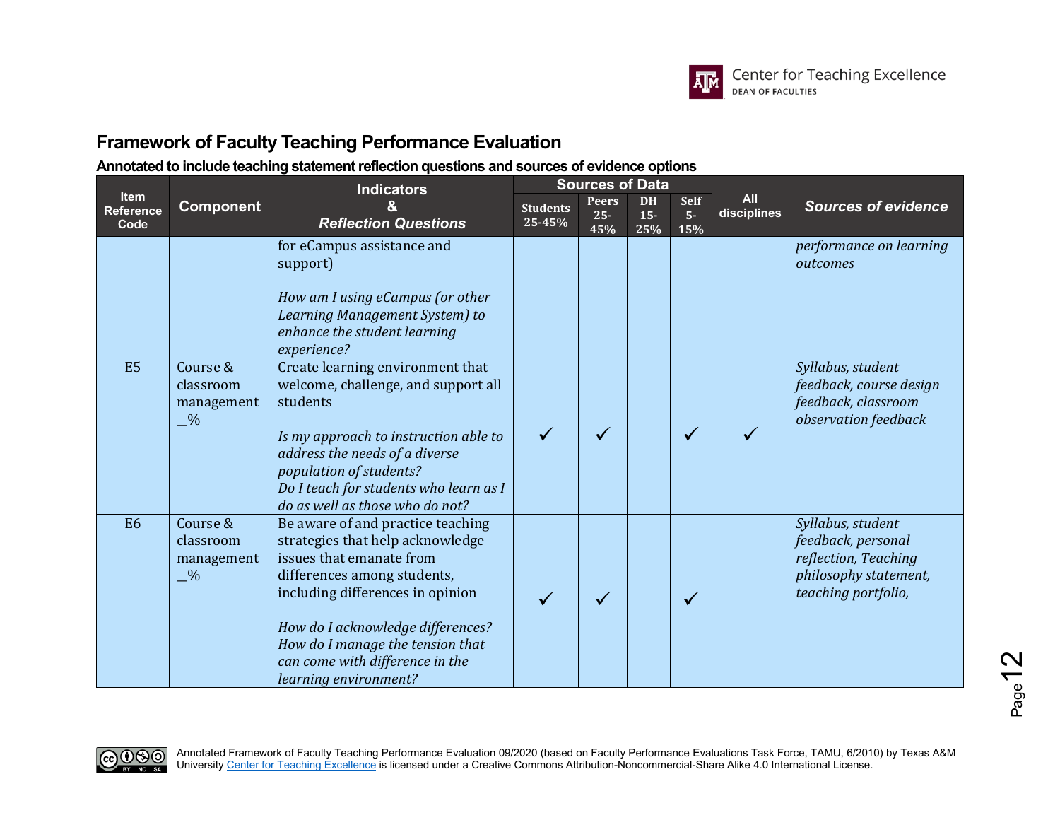## Framework of Faculty Teaching Performance Evaluation

**Annotated to include teaching statement reflection questions and sources of evidence options**

| Item Reference Code | Component | Indicators & *Reflection Questions* | Sources of Data | | | | All disciplines | *Sources of evidence* |
|---|---|---|---|---|---|---|---|---|
| | | | Students 25-45% | Peers 25-45% | DH 15-25% | Self 5-15% | | |
| | | for eCampus assistance and support)<br><br>*How am I using eCampus (or other Learning Management System) to enhance the student learning experience?* | | | | | | *performance on learning outcomes* |
| E5 | Course & classroom management __% | Create learning environment that welcome, challenge, and support all students<br><br>*Is my approach to instruction able to address the needs of a diverse population of students?*<br>*Do I teach for students who learn as I do as well as those who do not?* | ✓ | ✓ | | ✓ | ✓ | *Syllabus, student feedback, course design feedback, classroom observation feedback* |
| E6 | Course & classroom management __% | Be aware of and practice teaching strategies that help acknowledge issues that emanate from differences among students, including differences in opinion<br><br>*How do I acknowledge differences?*<br>*How do I manage the tension that can come with difference in the learning environment?* | ✓ | ✓ | | ✓ | | *Syllabus, student feedback, personal reflection, Teaching philosophy statement, teaching portfolio,* |

Annotated Framework of Faculty Teaching Performance Evaluation 09/2020 (based on Faculty Performance Evaluations Task Force, TAMU, 6/2010) by Texas A&M University Center for Teaching Excellence is licensed under a Creative Commons Attribution-Noncommercial-Share Alike 4.0 International License.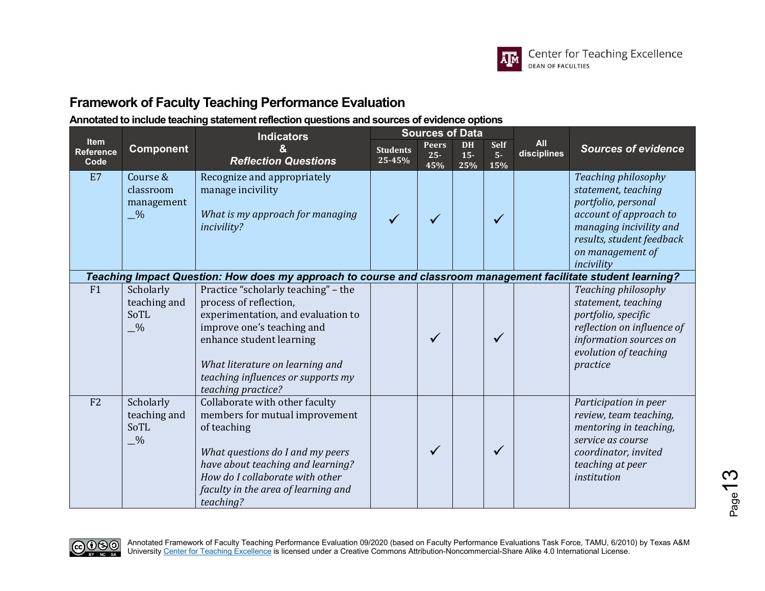## Framework of Faculty Teaching Performance Evaluation

### Annotated to include teaching statement reflection questions and sources of evidence options

| Item Reference Code | Component | Indicators & *Reflection Questions* | Sources of Data | | | | All disciplines | *Sources of evidence* |
|---|---|---|---|---|---|---|---|---|
| | | | Students 25-45% | Peers 25-45% | DH 15-25% | Self 5-15% | | |
| E7 | Course & classroom management __% | Recognize and appropriately manage incivility<br><br>*What is my approach for managing incivility?* | ✓ | ✓ | | ✓ | | *Teaching philosophy statement, teaching portfolio, personal account of approach to managing incivility and results, student feedback on management of incivility* |
| ***Teaching Impact Question: How does my approach to course and classroom management facilitate student learning?*** | | | | | | | | |
| F1 | Scholarly teaching and SoTL __% | Practice "scholarly teaching" – the process of reflection, experimentation, and evaluation to improve one's teaching and enhance student learning<br><br>*What literature on learning and teaching influences or supports my teaching practice?* | | ✓ | | ✓ | | *Teaching philosophy statement, teaching portfolio, specific reflection on influence of information sources on evolution of teaching practice* |
| F2 | Scholarly teaching and SoTL __% | Collaborate with other faculty members for mutual improvement of teaching<br><br>*What questions do I and my peers have about teaching and learning? How do I collaborate with other faculty in the area of learning and teaching?* | | ✓ | | ✓ | | *Participation in peer review, team teaching, mentoring in teaching, service as course coordinator, invited teaching at peer institution* |

Annotated Framework of Faculty Teaching Performance Evaluation 09/2020 (based on Faculty Performance Evaluations Task Force, TAMU, 6/2010) by Texas A&M University Center for Teaching Excellence is licensed under a Creative Commons Attribution-Noncommercial-Share Alike 4.0 International License.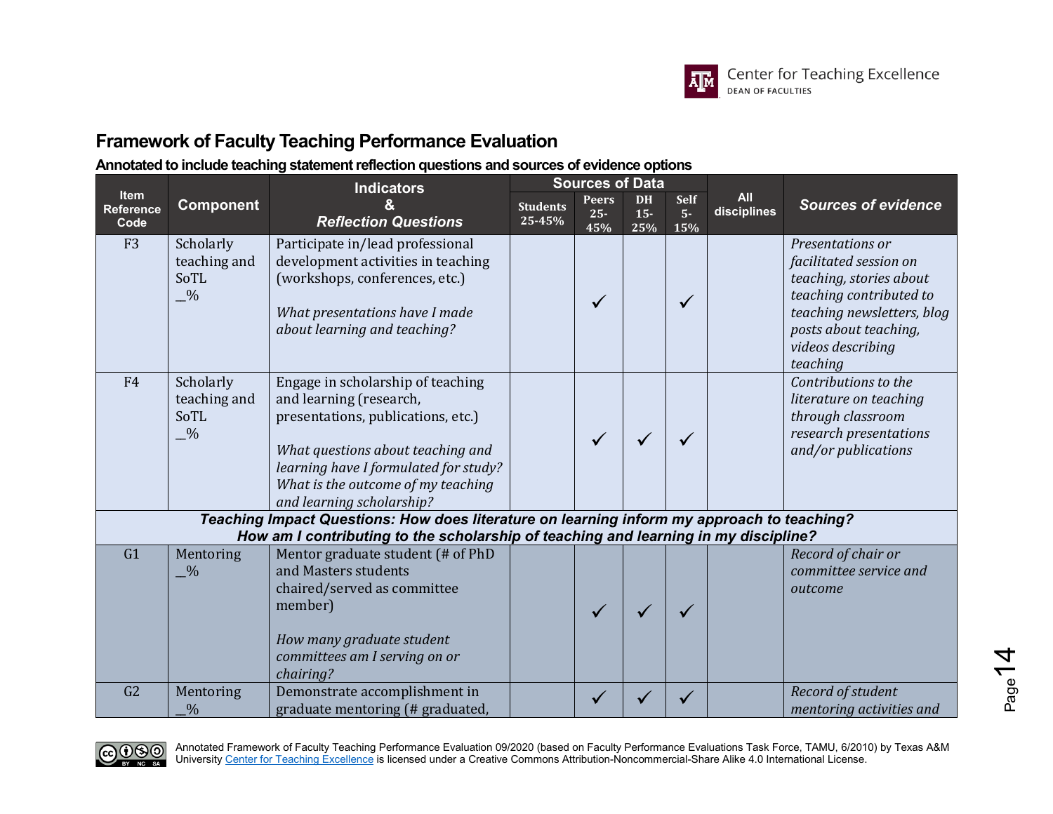## Framework of Faculty Teaching Performance Evaluation

**Annotated to include teaching statement reflection questions and sources of evidence options**

| Item Reference Code | Component | Indicators & *Reflection Questions* | Sources of Data | | | | All disciplines | *Sources of evidence* |
|---|---|---|---|---|---|---|---|---|
| | | | Students 25-45% | Peers 25-45% | DH 15-25% | Self 5-15% | | |
| F3 | Scholarly teaching and SoTL _% | Participate in/lead professional development activities in teaching (workshops, conferences, etc.) *What presentations have I made about learning and teaching?* | | ✓ | | ✓ | | *Presentations or facilitated session on teaching, stories about teaching contributed to teaching newsletters, blog posts about teaching, videos describing teaching* |
| F4 | Scholarly teaching and SoTL _% | Engage in scholarship of teaching and learning (research, presentations, publications, etc.) *What questions about teaching and learning have I formulated for study? What is the outcome of my teaching and learning scholarship?* | | ✓ | ✓ | ✓ | | *Contributions to the literature on teaching through classroom research presentations and/or publications* |
| ***Teaching Impact Questions: How does literature on learning inform my approach to teaching? How am I contributing to the scholarship of teaching and learning in my discipline?*** | | | | | | | | |
| G1 | Mentoring _% | Mentor graduate student (# of PhD and Masters students chaired/served as committee member) *How many graduate student committees am I serving on or chairing?* | | ✓ | ✓ | ✓ | | *Record of chair or committee service and outcome* |
| G2 | Mentoring _% | Demonstrate accomplishment in graduate mentoring (# graduated, | | ✓ | ✓ | ✓ | | *Record of student mentoring activities and* |

Annotated Framework of Faculty Teaching Performance Evaluation 09/2020 (based on Faculty Performance Evaluations Task Force, TAMU, 6/2010) by Texas A&M University Center for Teaching Excellence is licensed under a Creative Commons Attribution-Noncommercial-Share Alike 4.0 International License.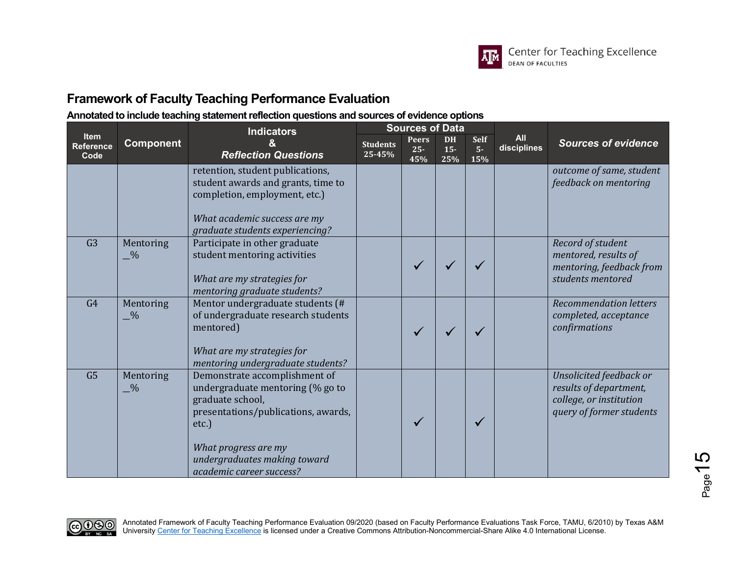## Framework of Faculty Teaching Performance Evaluation

**Annotated to include teaching statement reflection questions and sources of evidence options**

| Item Reference Code | Component | Indicators & *Reflection Questions* | Sources of Data | | | | All disciplines | *Sources of evidence* |
|---|---|---|---|---|---|---|---|---|
| | | | Students 25-45% | Peers 25-45% | DH 15-25% | Self 5-15% | | |
| | | retention, student publications, student awards and grants, time to completion, employment, etc.)<br><br>*What academic success are my graduate students experiencing?* | | | | | | *outcome of same, student feedback on mentoring* |
| G3 | Mentoring _% | Participate in other graduate student mentoring activities<br><br>*What are my strategies for mentoring graduate students?* | | ✓ | ✓ | ✓ | | *Record of student mentored, results of mentoring, feedback from students mentored* |
| G4 | Mentoring _% | Mentor undergraduate students (# of undergraduate research students mentored)<br><br>*What are my strategies for mentoring undergraduate students?* | | ✓ | ✓ | ✓ | | *Recommendation letters completed, acceptance confirmations* |
| G5 | Mentoring _% | Demonstrate accomplishment of undergraduate mentoring (% go to graduate school, presentations/publications, awards, etc.)<br><br>*What progress are my undergraduates making toward academic career success?* | | ✓ | | ✓ | | *Unsolicited feedback or results of department, college, or institution query of former students* |

Annotated Framework of Faculty Teaching Performance Evaluation 09/2020 (based on Faculty Performance Evaluations Task Force, TAMU, 6/2010) by Texas A&M University Center for Teaching Excellence is licensed under a Creative Commons Attribution-Noncommercial-Share Alike 4.0 International License.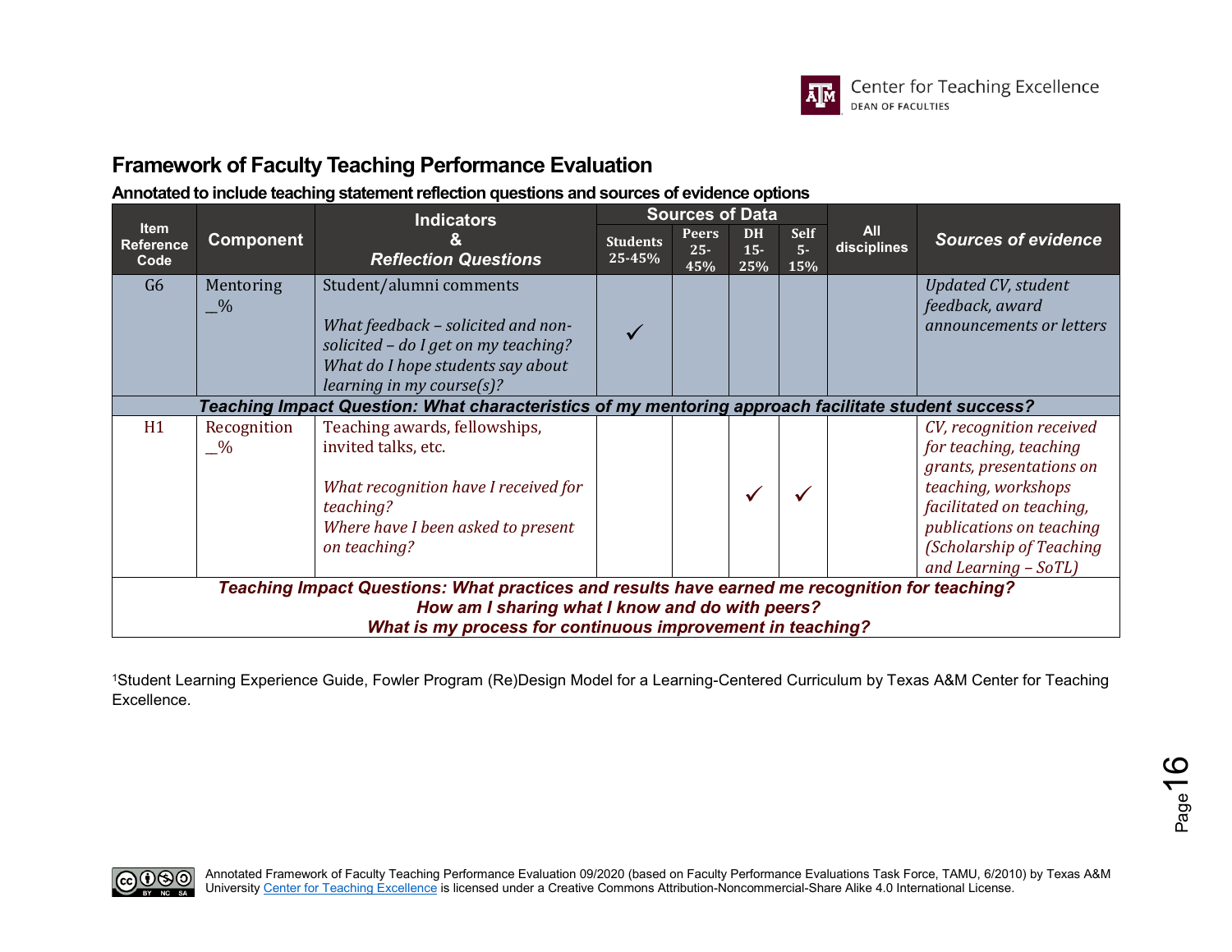## Framework of Faculty Teaching Performance Evaluation

**Annotated to include teaching statement reflection questions and sources of evidence options**

| Item Reference Code | Component | Indicators & *Reflection Questions* | Sources of Data | | | | All disciplines | *Sources of evidence* |
|---|---|---|---|---|---|---|---|---|
| | | | Students 25-45% | Peers 25-45% | DH 15-25% | Self 5-15% | | |
| G6 | Mentoring __% | Student/alumni comments<br><br>*What feedback – solicited and non-solicited – do I get on my teaching? What do I hope students say about learning in my course(s)?* | ✓ | | | | | *Updated CV, student feedback, award announcements or letters* |
| ***Teaching Impact Question: What characteristics of my mentoring approach facilitate student success?*** | | | | | | | | |
| H1 | Recognition __% | Teaching awards, fellowships, invited talks, etc.<br><br>*What recognition have I received for teaching? Where have I been asked to present on teaching?* | | | ✓ | ✓ | | *CV, recognition received for teaching, teaching grants, presentations on teaching, workshops facilitated on teaching, publications on teaching (Scholarship of Teaching and Learning – SoTL)* |
| ***Teaching Impact Questions: What practices and results have earned me recognition for teaching? How am I sharing what I know and do with peers? What is my process for continuous improvement in teaching?*** | | | | | | | | |

[1]Student Learning Experience Guide, Fowler Program (Re)Design Model for a Learning-Centered Curriculum by Texas A&M Center for Teaching Excellence.

Annotated Framework of Faculty Teaching Performance Evaluation 09/2020 (based on Faculty Performance Evaluations Task Force, TAMU, 6/2010) by Texas A&M University Center for Teaching Excellence is licensed under a Creative Commons Attribution-Noncommercial-Share Alike 4.0 International License.